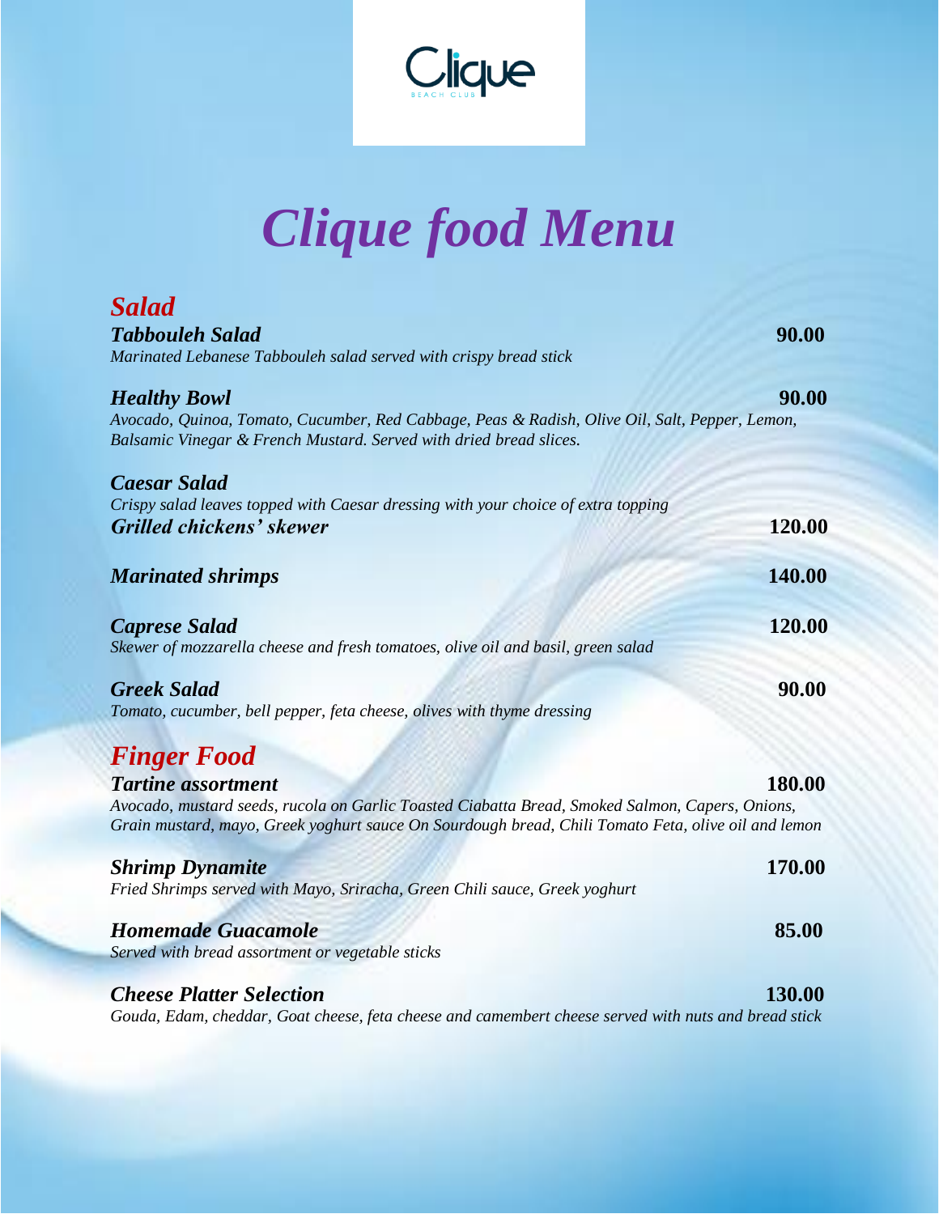# *Clique food Menu*

## *Salad*

***Tabbouleh Salad*** **90.00**
*Marinated Lebanese Tabbouleh salad served with crispy bread stick*

***Healthy Bowl*** **90.00**
*Avocado, Quinoa, Tomato, Cucumber, Red Cabbage, Peas & Radish, Olive Oil, Salt, Pepper, Lemon, Balsamic Vinegar & French Mustard. Served with dried bread slices.*

***Caesar Salad***
*Crispy salad leaves topped with Caesar dressing with your choice of extra topping*
***Grilled chickens' skewer*** **120.00**

***Marinated shrimps*** **140.00**

***Caprese Salad*** **120.00**
*Skewer of mozzarella cheese and fresh tomatoes, olive oil and basil, green salad*

***Greek Salad*** **90.00**
*Tomato, cucumber, bell pepper, feta cheese, olives with thyme dressing*

## *Finger Food*

***Tartine assortment*** **180.00**
*Avocado, mustard seeds, rucola on Garlic Toasted Ciabatta Bread, Smoked Salmon, Capers, Onions, Grain mustard, mayo, Greek yoghurt sauce On Sourdough bread, Chili Tomato Feta, olive oil and lemon*

***Shrimp Dynamite*** **170.00**
*Fried Shrimps served with Mayo, Sriracha, Green Chili sauce, Greek yoghurt*

***Homemade Guacamole*** **85.00**
*Served with bread assortment or vegetable sticks*

***Cheese Platter Selection*** **130.00**
*Gouda, Edam, cheddar, Goat cheese, feta cheese and camembert cheese served with nuts and bread stick*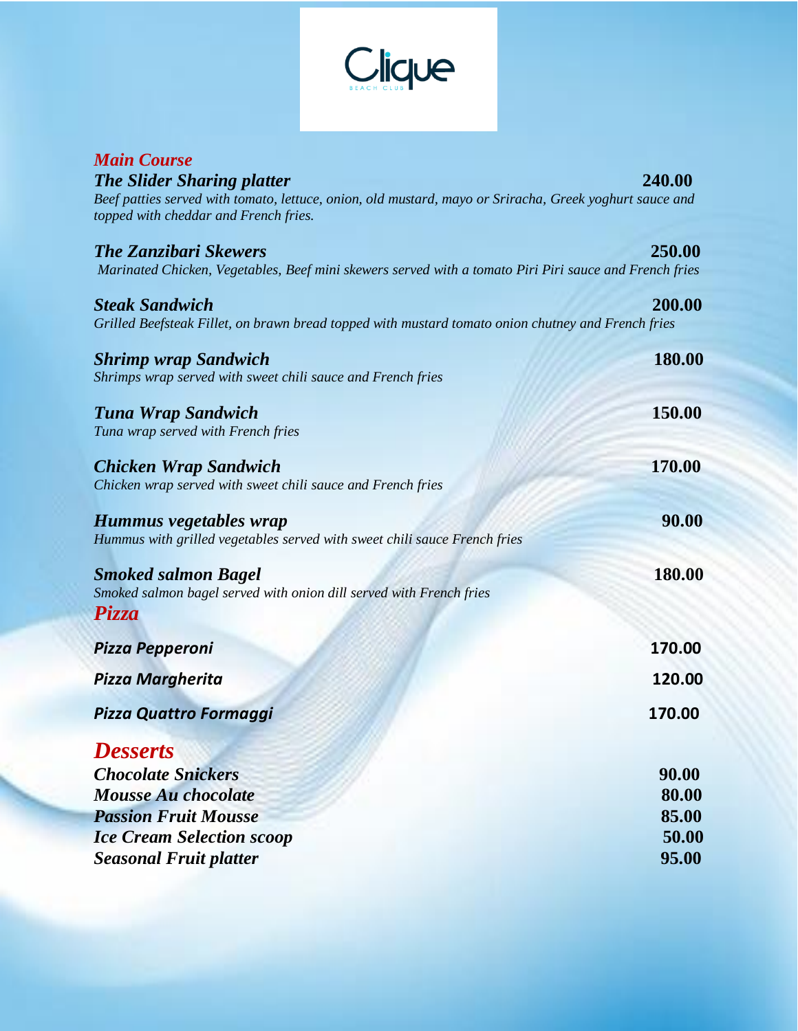Clique
BEACH CLUB

## *Main Course*

***The Slider Sharing platter*** **240.00**

*Beef patties served with tomato, lettuce, onion, old mustard, mayo or Sriracha, Greek yoghurt sauce and topped with cheddar and French fries.*

***The Zanzibari Skewers*** **250.00**

*Marinated Chicken, Vegetables, Beef mini skewers served with a tomato Piri Piri sauce and French fries*

***Steak Sandwich*** **200.00**

*Grilled Beefsteak Fillet, on brawn bread topped with mustard tomato onion chutney and French fries*

***Shrimp wrap Sandwich*** **180.00**

*Shrimps wrap served with sweet chili sauce and French fries*

***Tuna Wrap Sandwich*** **150.00**

*Tuna wrap served with French fries*

***Chicken Wrap Sandwich*** **170.00**

*Chicken wrap served with sweet chili sauce and French fries*

***Hummus vegetables wrap*** **90.00**

*Hummus with grilled vegetables served with sweet chili sauce French fries*

***Smoked salmon Bagel*** **180.00**

*Smoked salmon bagel served with onion dill served with French fries*

## *Pizza*

***Pizza Pepperoni*** **170.00**

***Pizza Margherita*** **120.00**

***Pizza Quattro Formaggi*** **170.00**

## *Desserts*

***Chocolate Snickers*** **90.00**

***Mousse Au chocolate*** **80.00**

***Passion Fruit Mousse*** **85.00**

***Ice Cream Selection scoop*** **50.00**

***Seasonal Fruit platter*** **95.00**